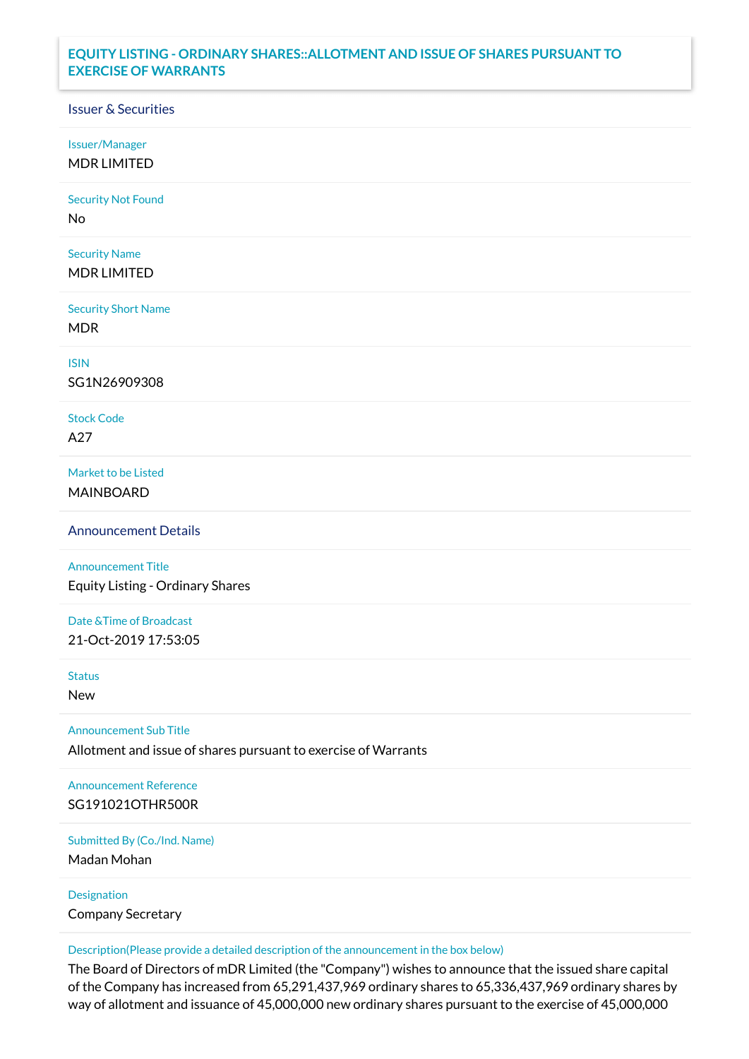# EQUITY LISTING - ORDINARY SHARES::ALLOTMENT AND ISSUE OF SHARES PURSUANT TO EXERCISE OF WARRANTS

## Issuer & Securities

**Issuer/Manager**
MDR LIMITED

**Security Not Found**
No

**Security Name**
MDR LIMITED

**Security Short Name**
MDR

**ISIN**
SG1N26909308

**Stock Code**
A27

**Market to be Listed**
MAINBOARD

## Announcement Details

**Announcement Title**
Equity Listing - Ordinary Shares

**Date &Time of Broadcast**
21-Oct-2019 17:53:05

**Status**
New

**Announcement Sub Title**
Allotment and issue of shares pursuant to exercise of Warrants

**Announcement Reference**
SG191021OTHR500R

**Submitted By (Co./Ind. Name)**
Madan Mohan

**Designation**
Company Secretary

**Description(Please provide a detailed description of the announcement in the box below)**
The Board of Directors of mDR Limited (the "Company") wishes to announce that the issued share capital of the Company has increased from 65,291,437,969 ordinary shares to 65,336,437,969 ordinary shares by way of allotment and issuance of 45,000,000 new ordinary shares pursuant to the exercise of 45,000,000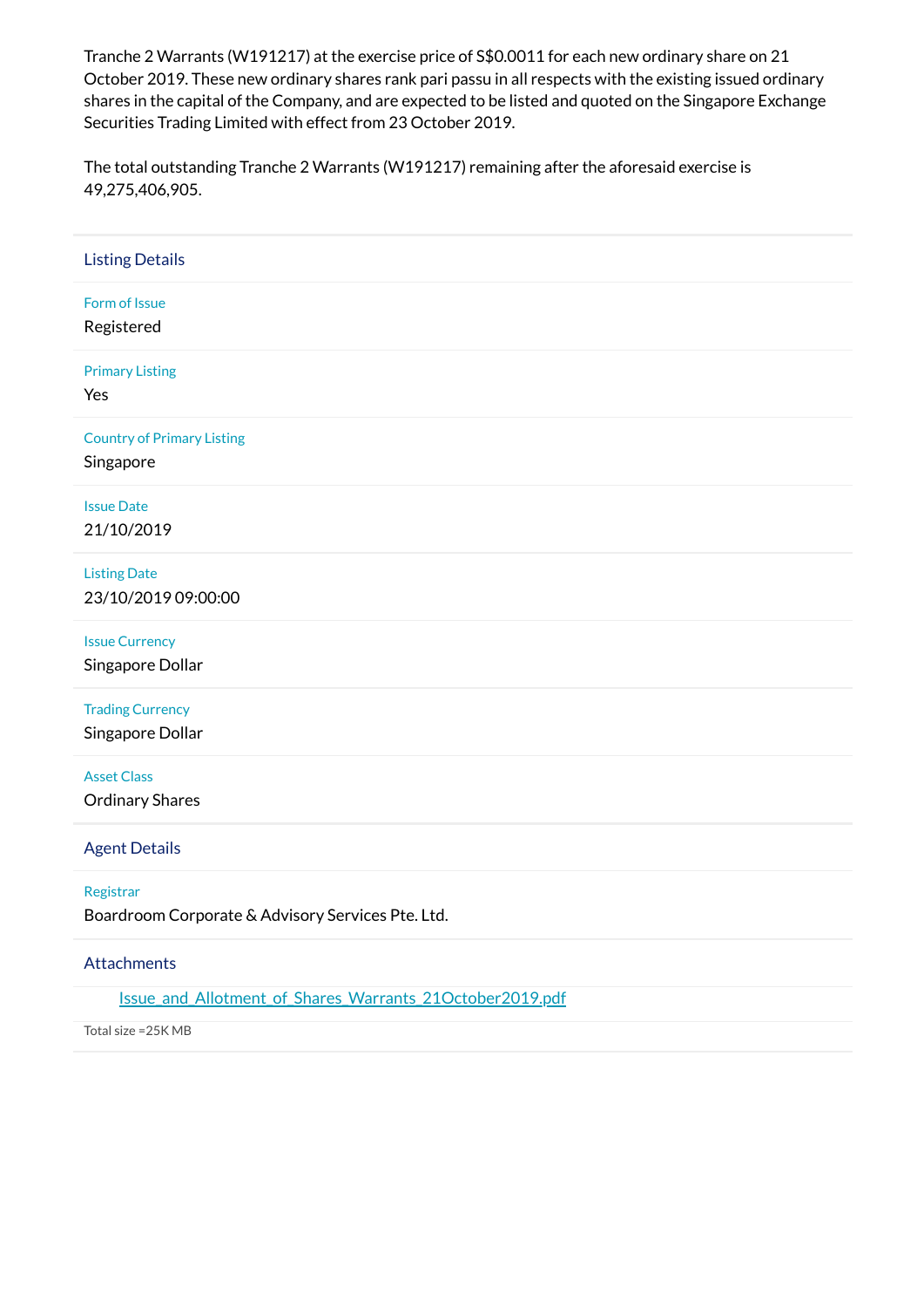Tranche 2 Warrants (W191217) at the exercise price of S$0.0011 for each new ordinary share on 21 October 2019. These new ordinary shares rank pari passu in all respects with the existing issued ordinary shares in the capital of the Company, and are expected to be listed and quoted on the Singapore Exchange Securities Trading Limited with effect from 23 October 2019.

The total outstanding Tranche 2 Warrants (W191217) remaining after the aforesaid exercise is 49,275,406,905.

## Listing Details

Form of Issue
Registered

Primary Listing
Yes

Country of Primary Listing
Singapore

Issue Date
21/10/2019

Listing Date
23/10/2019 09:00:00

Issue Currency
Singapore Dollar

Trading Currency
Singapore Dollar

Asset Class
Ordinary Shares

## Agent Details

Registrar
Boardroom Corporate & Advisory Services Pte. Ltd.

## Attachments

Issue_and_Allotment_of_Shares_Warrants_21October2019.pdf

Total size =25K MB